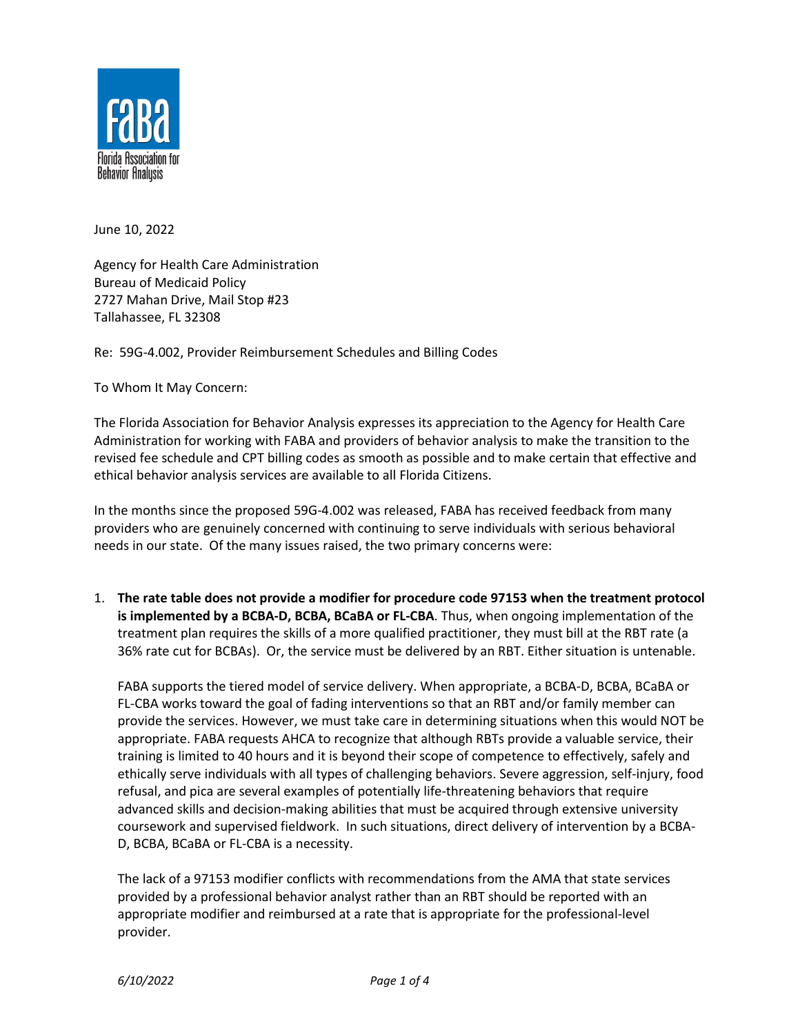Florida Association for Behavior Analysis

June 10, 2022

Agency for Health Care Administration
Bureau of Medicaid Policy
2727 Mahan Drive, Mail Stop #23
Tallahassee, FL 32308

Re: 59G-4.002, Provider Reimbursement Schedules and Billing Codes

To Whom It May Concern:

The Florida Association for Behavior Analysis expresses its appreciation to the Agency for Health Care Administration for working with FABA and providers of behavior analysis to make the transition to the revised fee schedule and CPT billing codes as smooth as possible and to make certain that effective and ethical behavior analysis services are available to all Florida Citizens.

In the months since the proposed 59G-4.002 was released, FABA has received feedback from many providers who are genuinely concerned with continuing to serve individuals with serious behavioral needs in our state. Of the many issues raised, the two primary concerns were:

1. **The rate table does not provide a modifier for procedure code 97153 when the treatment protocol is implemented by a BCBA-D, BCBA, BCaBA or FL-CBA**. Thus, when ongoing implementation of the treatment plan requires the skills of a more qualified practitioner, they must bill at the RBT rate (a 36% rate cut for BCBAs). Or, the service must be delivered by an RBT. Either situation is untenable.

   FABA supports the tiered model of service delivery. When appropriate, a BCBA-D, BCBA, BCaBA or FL-CBA works toward the goal of fading interventions so that an RBT and/or family member can provide the services. However, we must take care in determining situations when this would NOT be appropriate. FABA requests AHCA to recognize that although RBTs provide a valuable service, their training is limited to 40 hours and it is beyond their scope of competence to effectively, safely and ethically serve individuals with all types of challenging behaviors. Severe aggression, self-injury, food refusal, and pica are several examples of potentially life-threatening behaviors that require advanced skills and decision-making abilities that must be acquired through extensive university coursework and supervised fieldwork. In such situations, direct delivery of intervention by a BCBA-D, BCBA, BCaBA or FL-CBA is a necessity.

   The lack of a 97153 modifier conflicts with recommendations from the AMA that state services provided by a professional behavior analyst rather than an RBT should be reported with an appropriate modifier and reimbursed at a rate that is appropriate for the professional-level provider.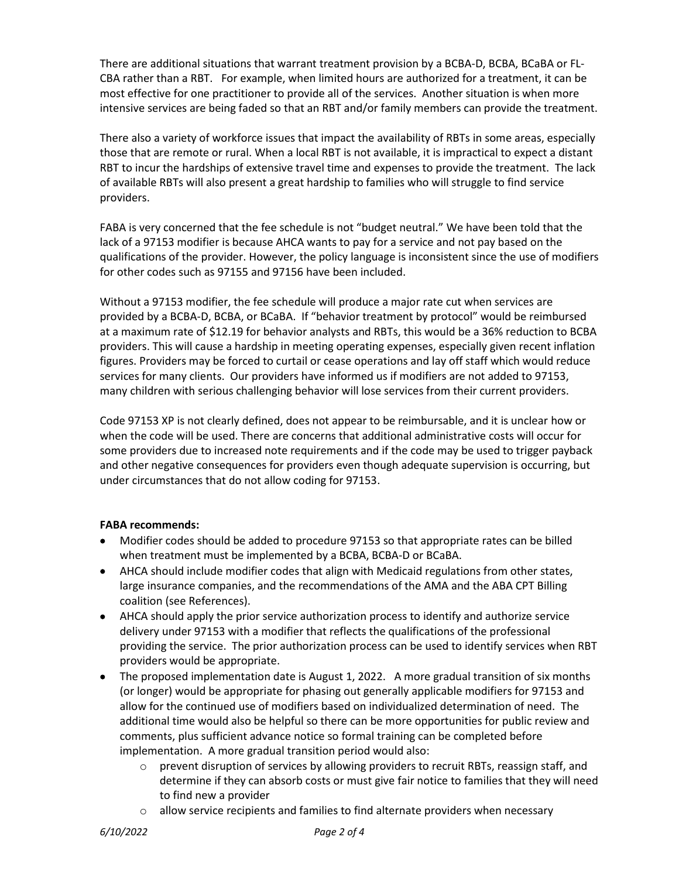There are additional situations that warrant treatment provision by a BCBA-D, BCBA, BCaBA or FL-CBA rather than a RBT. For example, when limited hours are authorized for a treatment, it can be most effective for one practitioner to provide all of the services. Another situation is when more intensive services are being faded so that an RBT and/or family members can provide the treatment.

There also a variety of workforce issues that impact the availability of RBTs in some areas, especially those that are remote or rural. When a local RBT is not available, it is impractical to expect a distant RBT to incur the hardships of extensive travel time and expenses to provide the treatment. The lack of available RBTs will also present a great hardship to families who will struggle to find service providers.

FABA is very concerned that the fee schedule is not "budget neutral." We have been told that the lack of a 97153 modifier is because AHCA wants to pay for a service and not pay based on the qualifications of the provider. However, the policy language is inconsistent since the use of modifiers for other codes such as 97155 and 97156 have been included.

Without a 97153 modifier, the fee schedule will produce a major rate cut when services are provided by a BCBA-D, BCBA, or BCaBA. If "behavior treatment by protocol" would be reimbursed at a maximum rate of $12.19 for behavior analysts and RBTs, this would be a 36% reduction to BCBA providers. This will cause a hardship in meeting operating expenses, especially given recent inflation figures. Providers may be forced to curtail or cease operations and lay off staff which would reduce services for many clients. Our providers have informed us if modifiers are not added to 97153, many children with serious challenging behavior will lose services from their current providers.

Code 97153 XP is not clearly defined, does not appear to be reimbursable, and it is unclear how or when the code will be used. There are concerns that additional administrative costs will occur for some providers due to increased note requirements and if the code may be used to trigger payback and other negative consequences for providers even though adequate supervision is occurring, but under circumstances that do not allow coding for 97153.

**FABA recommends:**

- Modifier codes should be added to procedure 97153 so that appropriate rates can be billed when treatment must be implemented by a BCBA, BCBA-D or BCaBA.
- AHCA should include modifier codes that align with Medicaid regulations from other states, large insurance companies, and the recommendations of the AMA and the ABA CPT Billing coalition (see References).
- AHCA should apply the prior service authorization process to identify and authorize service delivery under 97153 with a modifier that reflects the qualifications of the professional providing the service. The prior authorization process can be used to identify services when RBT providers would be appropriate.
- The proposed implementation date is August 1, 2022. A more gradual transition of six months (or longer) would be appropriate for phasing out generally applicable modifiers for 97153 and allow for the continued use of modifiers based on individualized determination of need. The additional time would also be helpful so there can be more opportunities for public review and comments, plus sufficient advance notice so formal training can be completed before implementation. A more gradual transition period would also:
    - prevent disruption of services by allowing providers to recruit RBTs, reassign staff, and determine if they can absorb costs or must give fair notice to families that they will need to find new a provider
    - allow service recipients and families to find alternate providers when necessary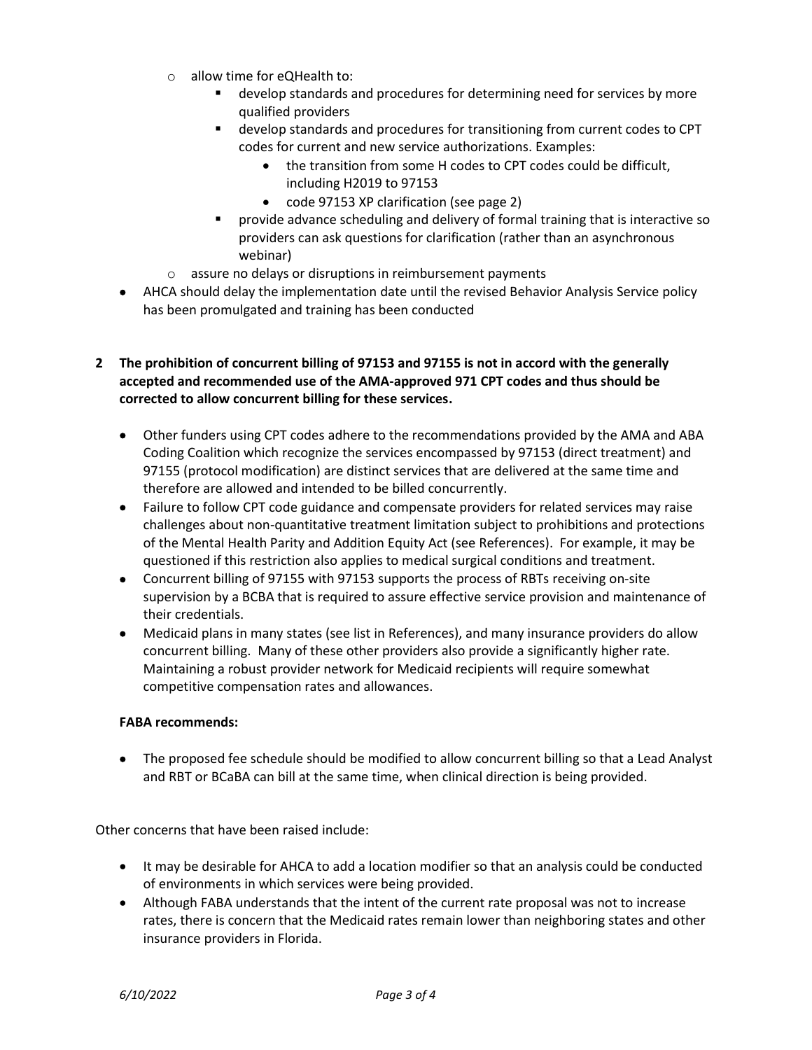- allow time for eQHealth to:
    - develop standards and procedures for determining need for services by more qualified providers
    - develop standards and procedures for transitioning from current codes to CPT codes for current and new service authorizations. Examples:
      - the transition from some H codes to CPT codes could be difficult, including H2019 to 97153
      - code 97153 XP clarification (see page 2)
    - provide advance scheduling and delivery of formal training that is interactive so providers can ask questions for clarification (rather than an asynchronous webinar)
  - assure no delays or disruptions in reimbursement payments
- AHCA should delay the implementation date until the revised Behavior Analysis Service policy has been promulgated and training has been conducted

**2 The prohibition of concurrent billing of 97153 and 97155 is not in accord with the generally accepted and recommended use of the AMA-approved 971 CPT codes and thus should be corrected to allow concurrent billing for these services.**

- Other funders using CPT codes adhere to the recommendations provided by the AMA and ABA Coding Coalition which recognize the services encompassed by 97153 (direct treatment) and 97155 (protocol modification) are distinct services that are delivered at the same time and therefore are allowed and intended to be billed concurrently.
- Failure to follow CPT code guidance and compensate providers for related services may raise challenges about non-quantitative treatment limitation subject to prohibitions and protections of the Mental Health Parity and Addition Equity Act (see References). For example, it may be questioned if this restriction also applies to medical surgical conditions and treatment.
- Concurrent billing of 97155 with 97153 supports the process of RBTs receiving on-site supervision by a BCBA that is required to assure effective service provision and maintenance of their credentials.
- Medicaid plans in many states (see list in References), and many insurance providers do allow concurrent billing. Many of these other providers also provide a significantly higher rate. Maintaining a robust provider network for Medicaid recipients will require somewhat competitive compensation rates and allowances.

**FABA recommends:**

- The proposed fee schedule should be modified to allow concurrent billing so that a Lead Analyst and RBT or BCaBA can bill at the same time, when clinical direction is being provided.

Other concerns that have been raised include:

- It may be desirable for AHCA to add a location modifier so that an analysis could be conducted of environments in which services were being provided.
- Although FABA understands that the intent of the current rate proposal was not to increase rates, there is concern that the Medicaid rates remain lower than neighboring states and other insurance providers in Florida.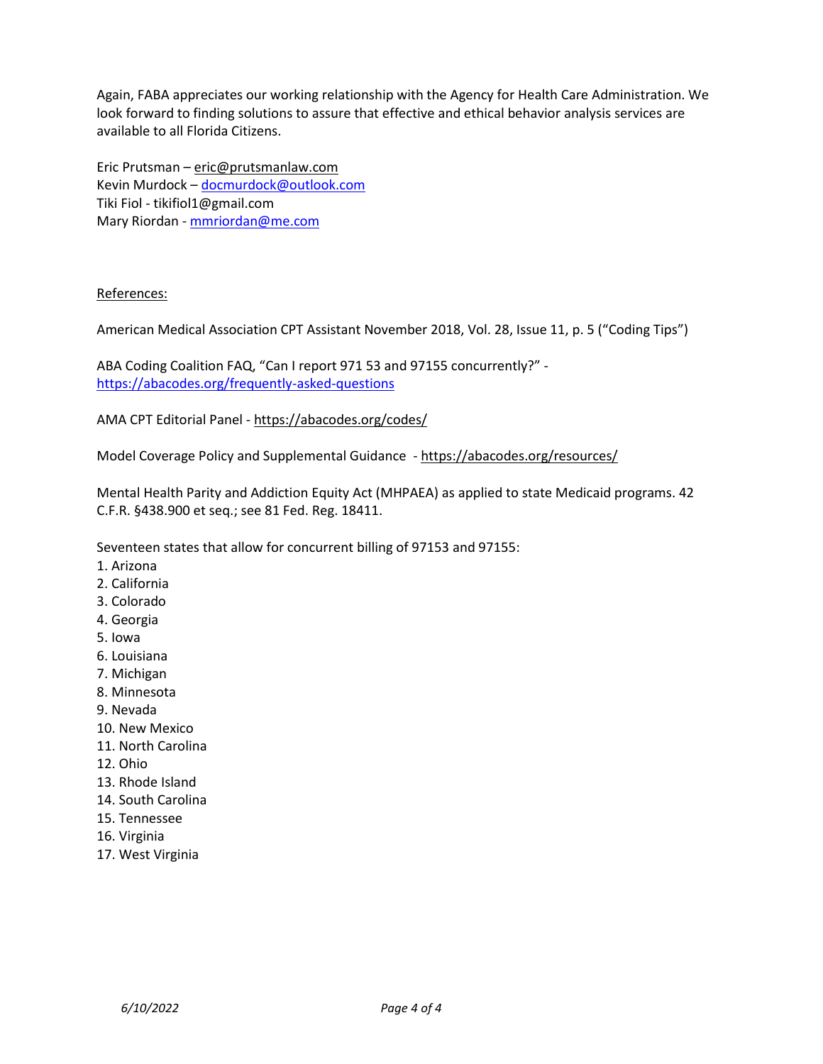Again, FABA appreciates our working relationship with the Agency for Health Care Administration. We look forward to finding solutions to assure that effective and ethical behavior analysis services are available to all Florida Citizens.

Eric Prutsman – eric@prutsmanlaw.com
Kevin Murdock – docmurdock@outlook.com
Tiki Fiol - tikifiol1@gmail.com
Mary Riordan - mmriordan@me.com

References:

American Medical Association CPT Assistant November 2018, Vol. 28, Issue 11, p. 5 ("Coding Tips")

ABA Coding Coalition FAQ, "Can I report 971 53 and 97155 concurrently?" - https://abacodes.org/frequently-asked-questions

AMA CPT Editorial Panel - https://abacodes.org/codes/

Model Coverage Policy and Supplemental Guidance - https://abacodes.org/resources/

Mental Health Parity and Addiction Equity Act (MHPAEA) as applied to state Medicaid programs. 42 C.F.R. §438.900 et seq.; see 81 Fed. Reg. 18411.

Seventeen states that allow for concurrent billing of 97153 and 97155:

1. Arizona
2. California
3. Colorado
4. Georgia
5. Iowa
6. Louisiana
7. Michigan
8. Minnesota
9. Nevada
10. New Mexico
11. North Carolina
12. Ohio
13. Rhode Island
14. South Carolina
15. Tennessee
16. Virginia
17. West Virginia

*6/10/2022*